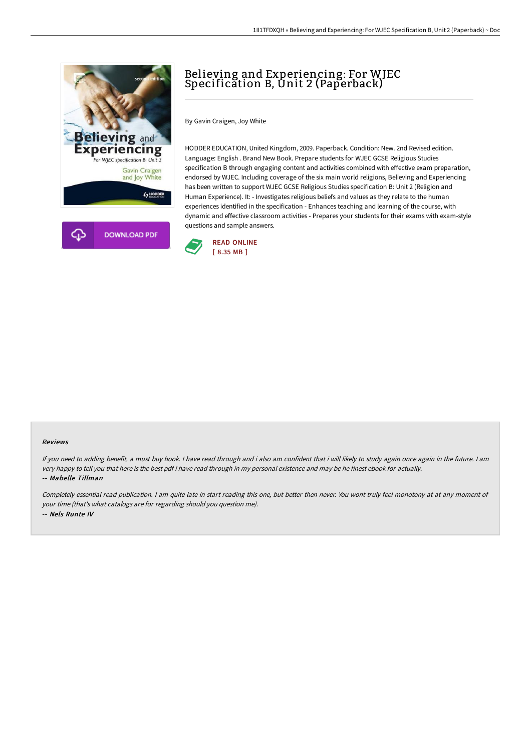# Believing and Experiencing: For WJEC Specification B, Unit 2 (Paperback)

By Gavin Craigen, Joy White

HODDER EDUCATION, United Kingdom, 2009. Paperback. Condition: New. 2nd Revised edition. Language: English . Brand New Book. Prepare students for WJEC GCSE Religious Studies specification B through engaging content and activities combined with effective exam preparation, endorsed by WJEC. Including coverage of the six main world religions, Believing and Experiencing has been written to support WJEC GCSE Religious Studies specification B: Unit 2 (Religion and Human Experience). It: - Investigates religious beliefs and values as they relate to the human experiences identified in the specification - Enhances teaching and learning of the course, with dynamic and effective classroom activities - Prepares your students for their exams with exam-style questions and sample answers.

DOWNLOAD PDF

READ ONLINE
[ 8.35 MB ]

## Reviews

*If you need to adding benefit, a must buy book. I have read through and i also am confident that i will likely to study again once again in the future. I am very happy to tell you that here is the best pdf i have read through in my personal existence and may be he finest ebook for actually.*
-- ***Mabelle Tillman***

*Completely essential read publication. I am quite late in start reading this one, but better then never. You wont truly feel monotony at at any moment of your time (that's what catalogs are for regarding should you question me).*
-- ***Nels Runte IV***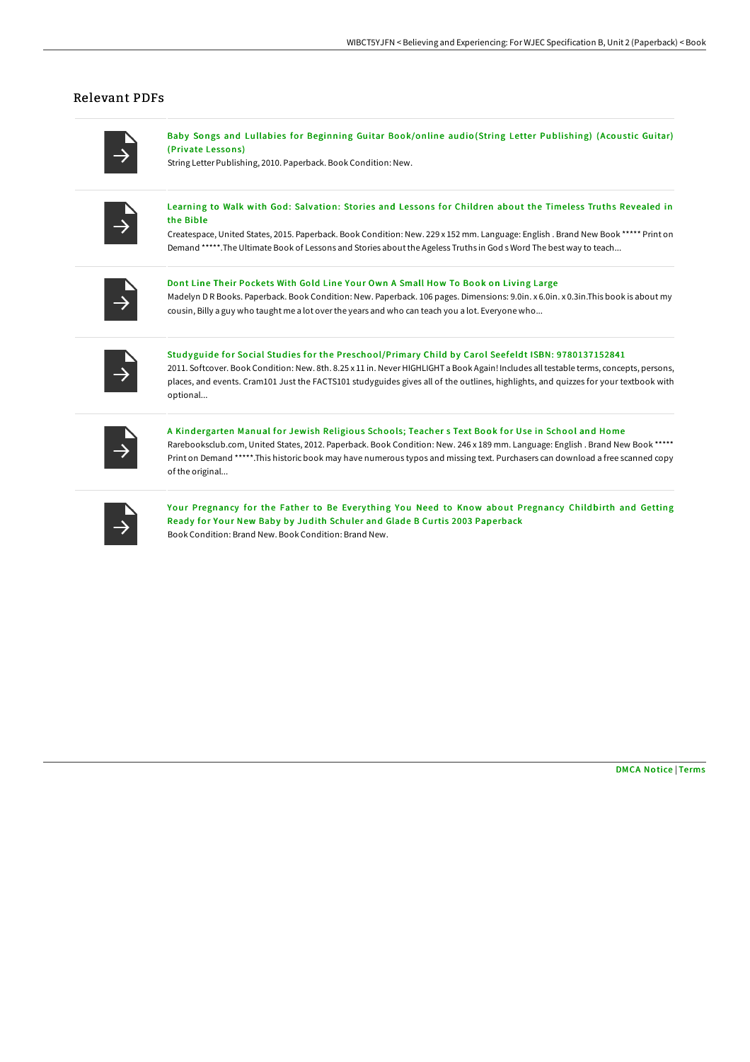## Relevant PDFs

**Baby Songs and Lullabies for Beginning Guitar Book/online audio(String Letter Publishing) (Acoustic Guitar) (Private Lessons)**

String Letter Publishing, 2010. Paperback. Book Condition: New.

**Learning to Walk with God: Salvation: Stories and Lessons for Children about the Timeless Truths Revealed in the Bible**

Createspace, United States, 2015. Paperback. Book Condition: New. 229 x 152 mm. Language: English . Brand New Book ***** Print on Demand *****.The Ultimate Book of Lessons and Stories about the Ageless Truths in God s Word The best way to teach...

**Dont Line Their Pockets With Gold Line Your Own A Small How To Book on Living Large**

Madelyn D R Books. Paperback. Book Condition: New. Paperback. 106 pages. Dimensions: 9.0in. x 6.0in. x 0.3in.This book is about my cousin, Billy a guy who taught me a lot over the years and who can teach you a lot. Everyone who...

**Studyguide for Social Studies for the Preschool/Primary Child by Carol Seefeldt ISBN: 9780137152841**

2011. Softcover. Book Condition: New. 8th. 8.25 x 11 in. Never HIGHLIGHT a Book Again! Includes all testable terms, concepts, persons, places, and events. Cram101 Just the FACTS101 studyguides gives all of the outlines, highlights, and quizzes for your textbook with optional...

**A Kindergarten Manual for Jewish Religious Schools; Teacher s Text Book for Use in School and Home**

Rarebooksclub.com, United States, 2012. Paperback. Book Condition: New. 246 x 189 mm. Language: English . Brand New Book ***** Print on Demand *****.This historic book may have numerous typos and missing text. Purchasers can download a free scanned copy of the original...

**Your Pregnancy for the Father to Be Everything You Need to Know about Pregnancy Childbirth and Getting Ready for Your New Baby by Judith Schuler and Glade B Curtis 2003 Paperback**

Book Condition: Brand New. Book Condition: Brand New.